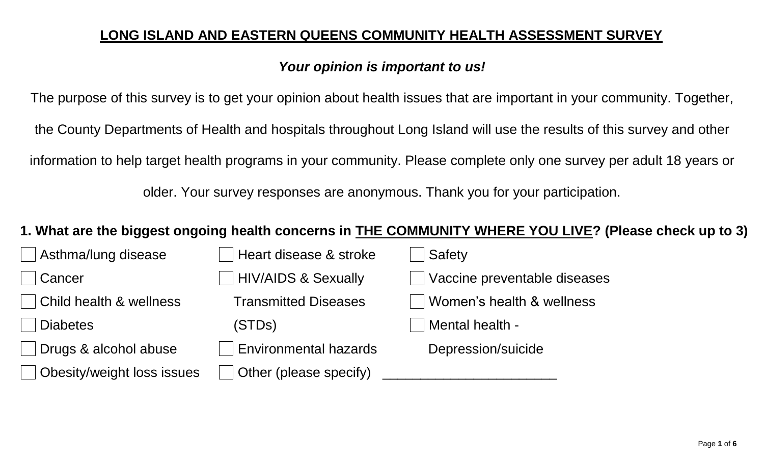# LONG ISLAND AND EASTERN QUEENS COMMUNITY HEALTH ASSESSMENT SURVEY

***Your opinion is important to us!***

The purpose of this survey is to get your opinion about health issues that are important in your community. Together, the County Departments of Health and hospitals throughout Long Island will use the results of this survey and other information to help target health programs in your community. Please complete only one survey per adult 18 years or older. Your survey responses are anonymous. Thank you for your participation.

**1. What are the biggest ongoing health concerns in THE COMMUNITY WHERE YOU LIVE? (Please check up to 3)**

- ☐ Asthma/lung disease
- ☐ Cancer
- ☐ Child health & wellness
- ☐ Diabetes
- ☐ Drugs & alcohol abuse
- ☐ Obesity/weight loss issues
- ☐ Heart disease & stroke
- ☐ HIV/AIDS & Sexually Transmitted Diseases (STDs)
- ☐ Environmental hazards
- ☐ Other (please specify) ______________________
- ☐ Safety
- ☐ Vaccine preventable diseases
- ☐ Women's health & wellness
- ☐ Mental health - Depression/suicide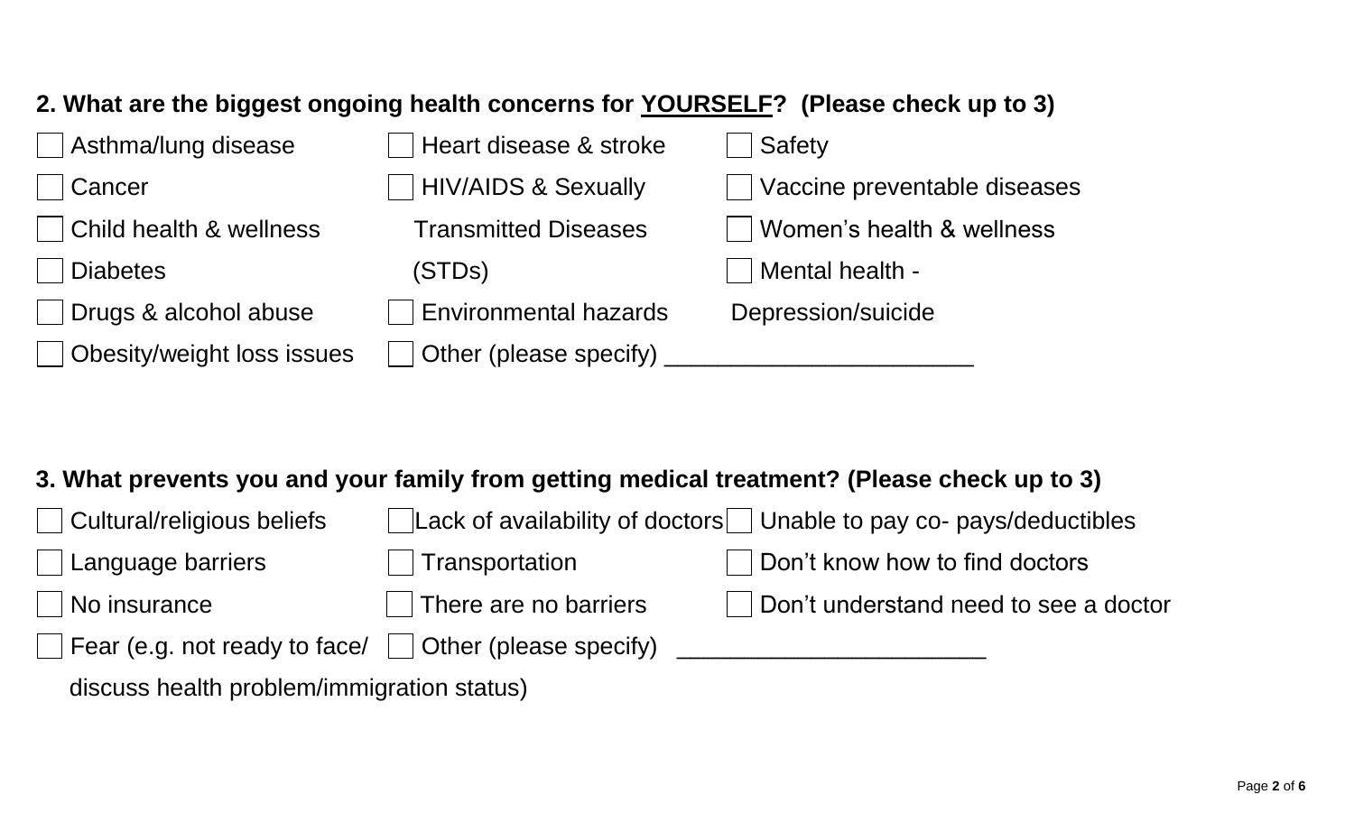**2. What are the biggest ongoing health concerns for <u>YOURSELF</u>? (Please check up to 3)**

- [ ] Asthma/lung disease
- [ ] Cancer
- [ ] Child health & wellness
- [ ] Diabetes
- [ ] Drugs & alcohol abuse
- [ ] Obesity/weight loss issues
- [ ] Heart disease & stroke
- [ ] HIV/AIDS & Sexually Transmitted Diseases (STDs)
- [ ] Environmental hazards
- [ ] Other (please specify) ______________________
- [ ] Safety
- [ ] Vaccine preventable diseases
- [ ] Women's health & wellness
- [ ] Mental health - Depression/suicide

**3. What prevents you and your family from getting medical treatment? (Please check up to 3)**

- [ ] Cultural/religious beliefs
- [ ] Language barriers
- [ ] No insurance
- [ ] Fear (e.g. not ready to face/ discuss health problem/immigration status)
- [ ] Lack of availability of doctors
- [ ] Transportation
- [ ] There are no barriers
- [ ] Other (please specify) ______________________
- [ ] Unable to pay co- pays/deductibles
- [ ] Don't know how to find doctors
- [ ] Don't understand need to see a doctor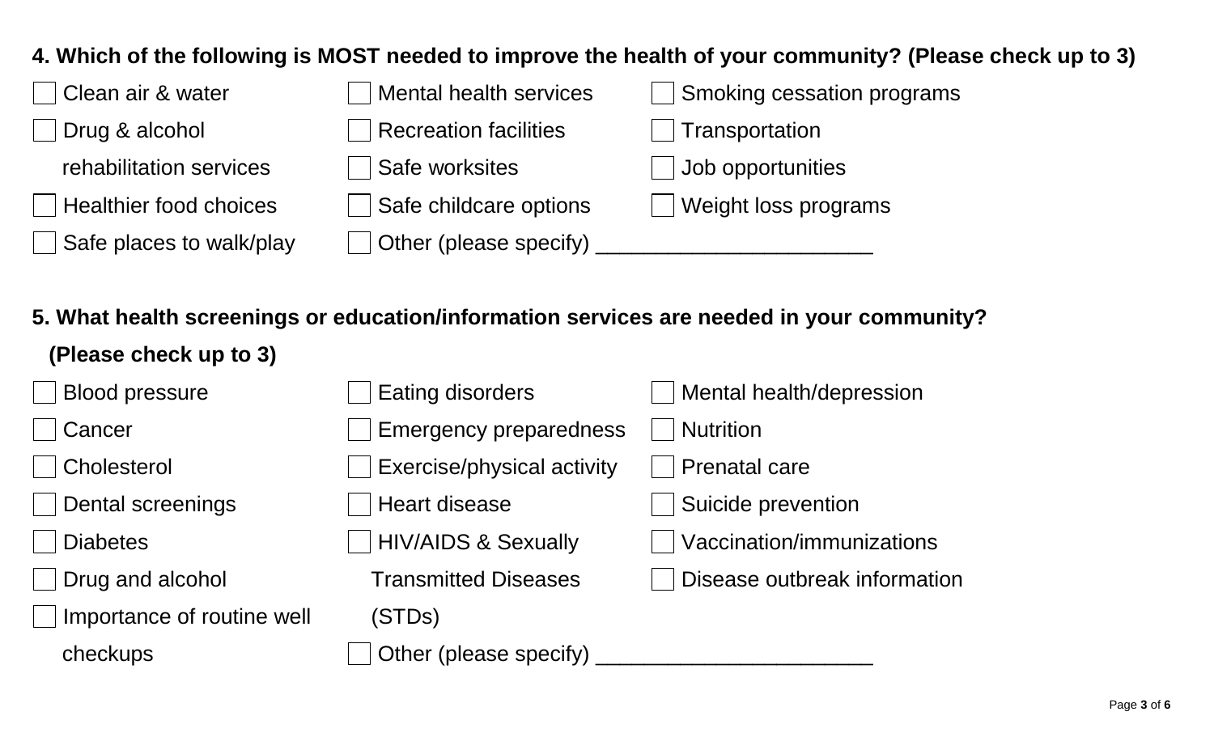**4. Which of the following is MOST needed to improve the health of your community? (Please check up to 3)**

- [ ] Clean air & water
- [ ] Drug & alcohol rehabilitation services
- [ ] Healthier food choices
- [ ] Safe places to walk/play
- [ ] Mental health services
- [ ] Recreation facilities
- [ ] Safe worksites
- [ ] Safe childcare options
- [ ] Other (please specify) ______________________
- [ ] Smoking cessation programs
- [ ] Transportation
- [ ] Job opportunities
- [ ] Weight loss programs

**5. What health screenings or education/information services are needed in your community? (Please check up to 3)**

- [ ] Blood pressure
- [ ] Cancer
- [ ] Cholesterol
- [ ] Dental screenings
- [ ] Diabetes
- [ ] Drug and alcohol
- [ ] Importance of routine well checkups
- [ ] Eating disorders
- [ ] Emergency preparedness
- [ ] Exercise/physical activity
- [ ] Heart disease
- [ ] HIV/AIDS & Sexually Transmitted Diseases (STDs)
- [ ] Other (please specify) ______________________
- [ ] Mental health/depression
- [ ] Nutrition
- [ ] Prenatal care
- [ ] Suicide prevention
- [ ] Vaccination/immunizations
- [ ] Disease outbreak information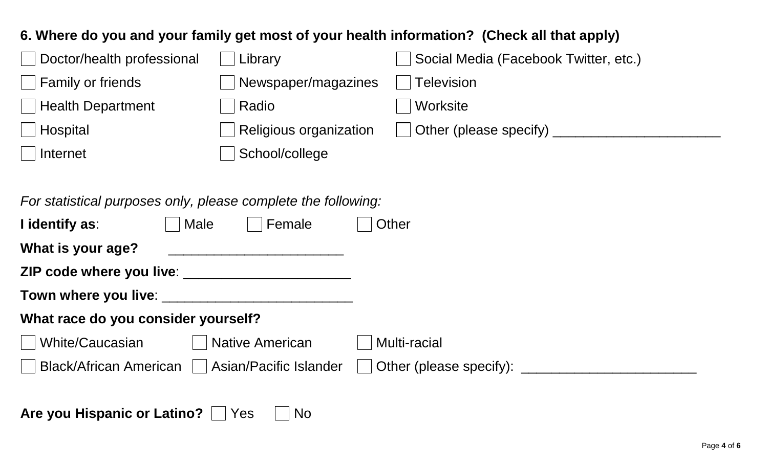**6. Where do you and your family get most of your health information? (Check all that apply)**

- ☐ Doctor/health professional
- ☐ Family or friends
- ☐ Health Department
- ☐ Hospital
- ☐ Internet
- ☐ Library
- ☐ Newspaper/magazines
- ☐ Radio
- ☐ Religious organization
- ☐ School/college
- ☐ Social Media (Facebook Twitter, etc.)
- ☐ Television
- ☐ Worksite
- ☐ Other (please specify) ______________________

*For statistical purposes only, please complete the following:*

**I identify as**: ☐ Male ☐ Female ☐ Other

**What is your age?** ______________________

**ZIP code where you live**: ______________________

**Town where you live**: _________________________

**What race do you consider yourself?**

- ☐ White/Caucasian
- ☐ Black/African American
- ☐ Native American
- ☐ Asian/Pacific Islander
- ☐ Multi-racial
- ☐ Other (please specify): _______________________

**Are you Hispanic or Latino?** ☐ Yes ☐ No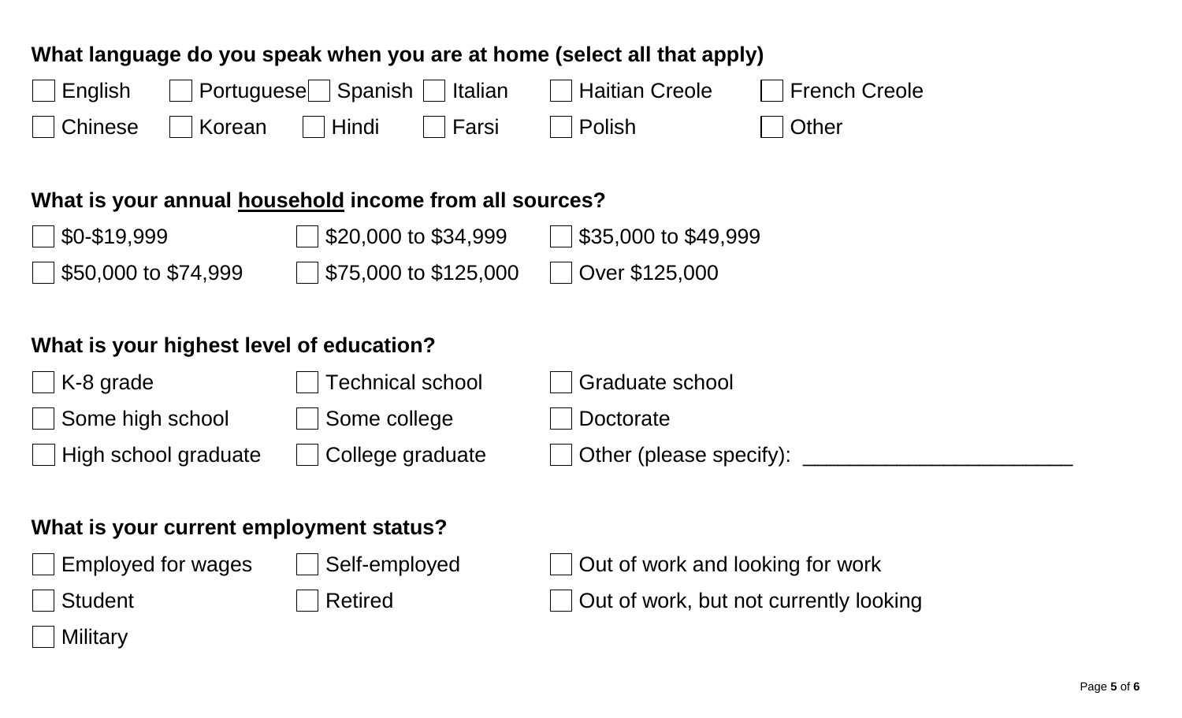**What language do you speak when you are at home (select all that apply)**

- [ ] English
- [ ] Portuguese
- [ ] Spanish
- [ ] Italian
- [ ] Haitian Creole
- [ ] French Creole
- [ ] Chinese
- [ ] Korean
- [ ] Hindi
- [ ] Farsi
- [ ] Polish
- [ ] Other

**What is your annual household income from all sources?**

- [ ] $0-$19,999
- [ ] $20,000 to $34,999
- [ ] $35,000 to $49,999
- [ ] $50,000 to $74,999
- [ ] $75,000 to $125,000
- [ ] Over $125,000

**What is your highest level of education?**

- [ ] K-8 grade
- [ ] Technical school
- [ ] Graduate school
- [ ] Some high school
- [ ] Some college
- [ ] Doctorate
- [ ] High school graduate
- [ ] College graduate
- [ ] Other (please specify): _______________________

**What is your current employment status?**

- [ ] Employed for wages
- [ ] Self-employed
- [ ] Out of work and looking for work
- [ ] Student
- [ ] Retired
- [ ] Out of work, but not currently looking
- [ ] Military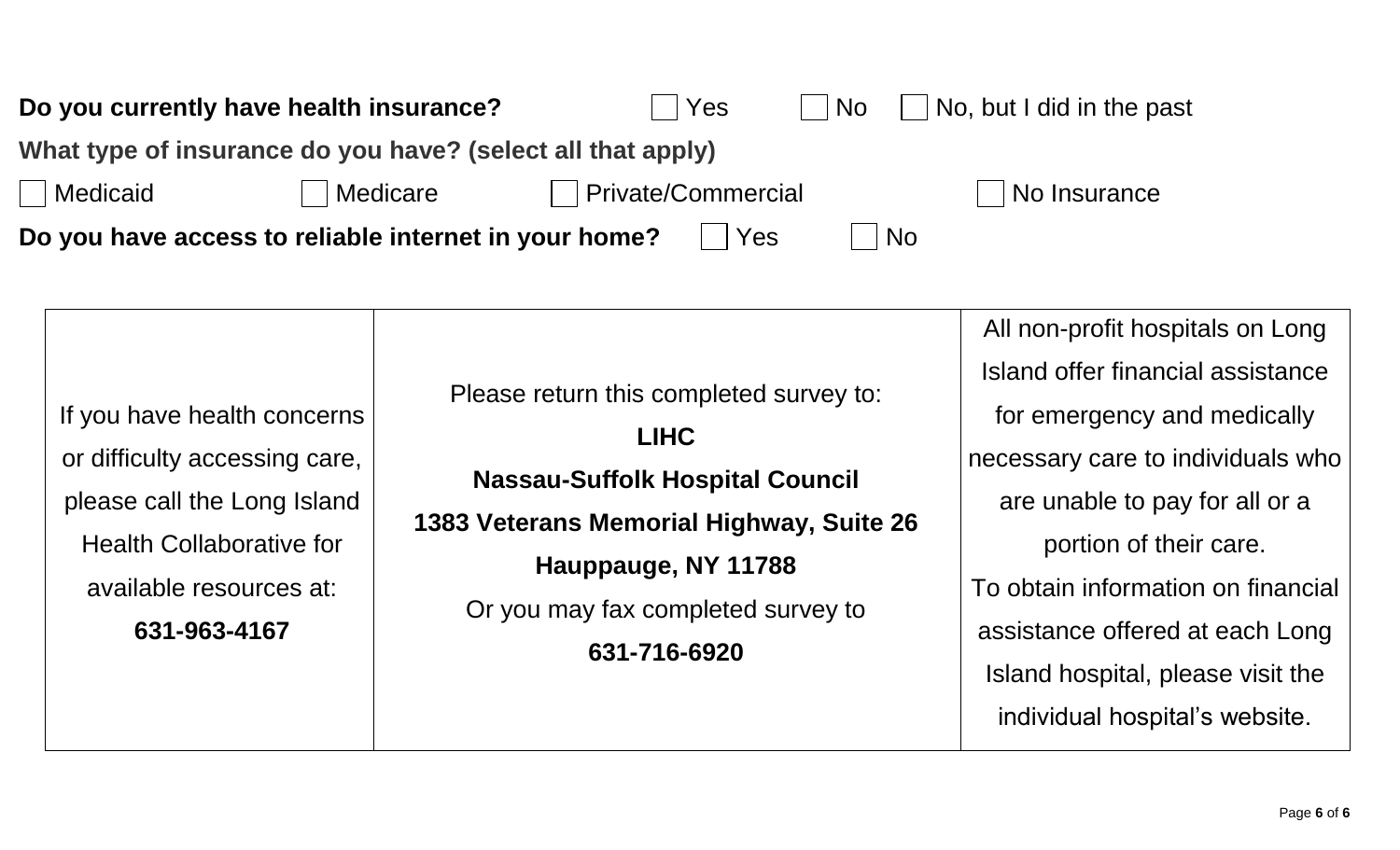**Do you currently have health insurance?** ☐ Yes ☐ No ☐ No, but I did in the past

**What type of insurance do you have? (select all that apply)**

☐ Medicaid ☐ Medicare ☐ Private/Commercial ☐ No Insurance

**Do you have access to reliable internet in your home?** ☐ Yes ☐ No

| | | |
|---|---|---|
| If you have health concerns or difficulty accessing care, please call the Long Island Health Collaborative for available resources at: **631-963-4167** | Please return this completed survey to: **LIHC** **Nassau-Suffolk Hospital Council** **1383 Veterans Memorial Highway, Suite 26** **Hauppauge, NY 11788** Or you may fax completed survey to **631-716-6920** | All non-profit hospitals on Long Island offer financial assistance for emergency and medically necessary care to individuals who are unable to pay for all or a portion of their care. To obtain information on financial assistance offered at each Long Island hospital, please visit the individual hospital's website. |